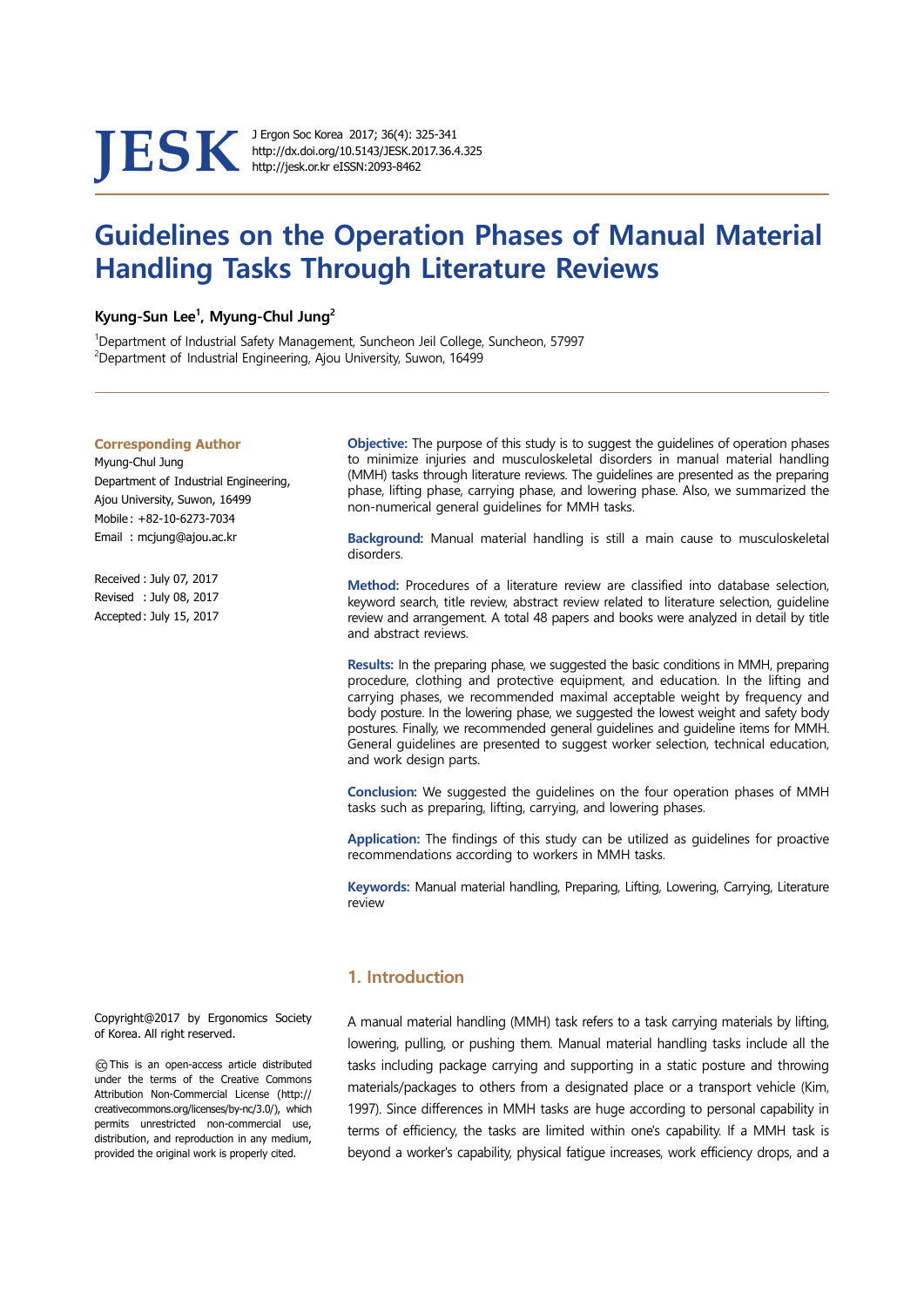# Guidelines on the Operation Phases of Manual Material Handling Tasks Through Literature Reviews

**Kyung-Sun Lee[1], Myung-Chul Jung[2]**

[1]Department of Industrial Safety Management, Suncheon Jeil College, Suncheon, 57997
[2]Department of Industrial Engineering, Ajou University, Suwon, 16499

**Corresponding Author**
Myung-Chul Jung
Department of Industrial Engineering, Ajou University, Suwon, 16499
Mobile : +82-10-6273-7034
Email : mcjung@ajou.ac.kr

Received : July 07, 2017
Revised : July 08, 2017
Accepted : July 15, 2017

**Objective:** The purpose of this study is to suggest the guidelines of operation phases to minimize injuries and musculoskeletal disorders in manual material handling (MMH) tasks through literature reviews. The guidelines are presented as the preparing phase, lifting phase, carrying phase, and lowering phase. Also, we summarized the non-numerical general guidelines for MMH tasks.

**Background:** Manual material handling is still a main cause to musculoskeletal disorders.

**Method:** Procedures of a literature review are classified into database selection, keyword search, title review, abstract review related to literature selection, guideline review and arrangement. A total 48 papers and books were analyzed in detail by title and abstract reviews.

**Results:** In the preparing phase, we suggested the basic conditions in MMH, preparing procedure, clothing and protective equipment, and education. In the lifting and carrying phases, we recommended maximal acceptable weight by frequency and body posture. In the lowering phase, we suggested the lowest weight and safety body postures. Finally, we recommended general guidelines and guideline items for MMH. General guidelines are presented to suggest worker selection, technical education, and work design parts.

**Conclusion:** We suggested the guidelines on the four operation phases of MMH tasks such as preparing, lifting, carrying, and lowering phases.

**Application:** The findings of this study can be utilized as guidelines for proactive recommendations according to workers in MMH tasks.

**Keywords:** Manual material handling, Preparing, Lifting, Lowering, Carrying, Literature review

Copyright@2017 by Ergonomics Society of Korea. All right reserved.

ⓒ This is an open-access article distributed under the terms of the Creative Commons Attribution Non-Commercial License (http://creativecommons.org/licenses/by-nc/3.0/), which permits unrestricted non-commercial use, distribution, and reproduction in any medium, provided the original work is properly cited.

## 1. Introduction

A manual material handling (MMH) task refers to a task carrying materials by lifting, lowering, pulling, or pushing them. Manual material handling tasks include all the tasks including package carrying and supporting in a static posture and throwing materials/packages to others from a designated place or a transport vehicle (Kim, 1997). Since differences in MMH tasks are huge according to personal capability in terms of efficiency, the tasks are limited within one's capability. If a MMH task is beyond a worker's capability, physical fatigue increases, work efficiency drops, and a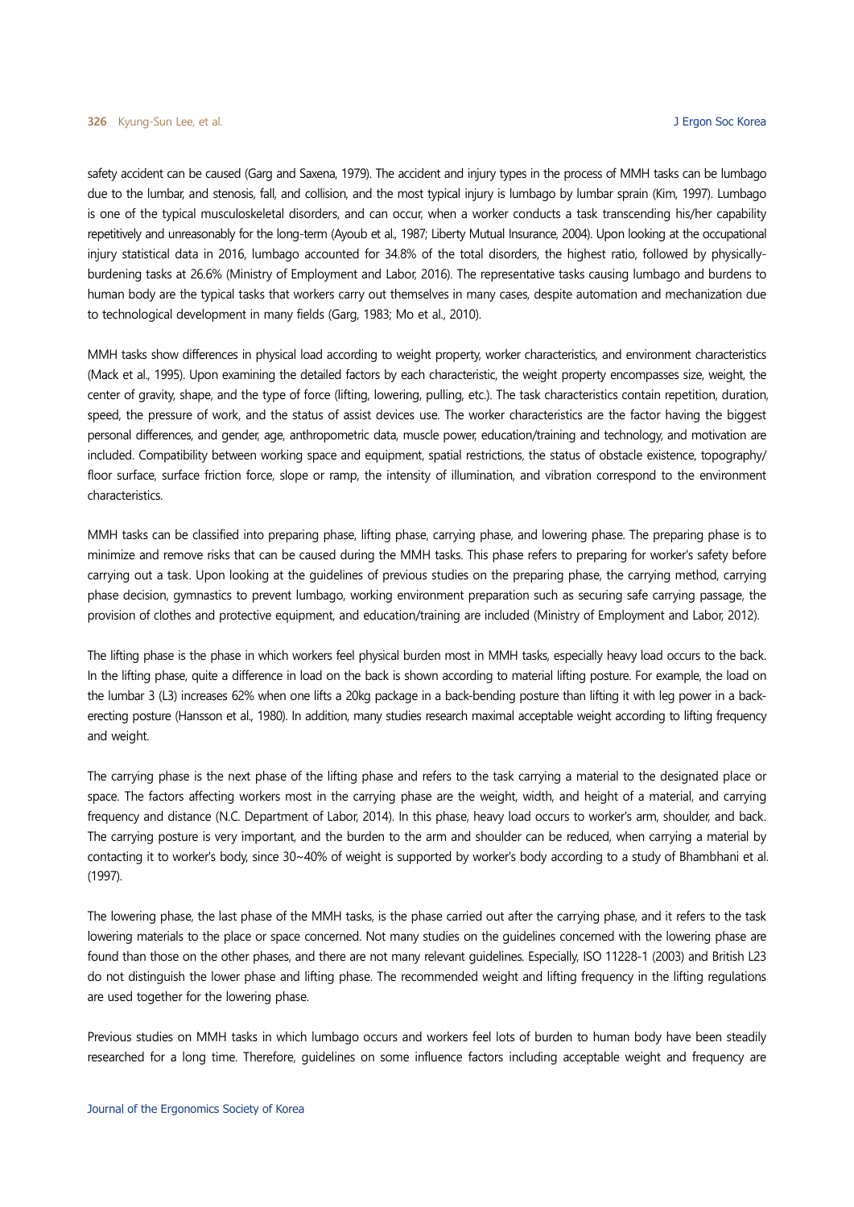safety accident can be caused (Garg and Saxena, 1979). The accident and injury types in the process of MMH tasks can be lumbago due to the lumbar, and stenosis, fall, and collision, and the most typical injury is lumbago by lumbar sprain (Kim, 1997). Lumbago is one of the typical musculoskeletal disorders, and can occur, when a worker conducts a task transcending his/her capability repetitively and unreasonably for the long-term (Ayoub et al., 1987; Liberty Mutual Insurance, 2004). Upon looking at the occupational injury statistical data in 2016, lumbago accounted for 34.8% of the total disorders, the highest ratio, followed by physically-burdening tasks at 26.6% (Ministry of Employment and Labor, 2016). The representative tasks causing lumbago and burdens to human body are the typical tasks that workers carry out themselves in many cases, despite automation and mechanization due to technological development in many fields (Garg, 1983; Mo et al., 2010).

MMH tasks show differences in physical load according to weight property, worker characteristics, and environment characteristics (Mack et al., 1995). Upon examining the detailed factors by each characteristic, the weight property encompasses size, weight, the center of gravity, shape, and the type of force (lifting, lowering, pulling, etc.). The task characteristics contain repetition, duration, speed, the pressure of work, and the status of assist devices use. The worker characteristics are the factor having the biggest personal differences, and gender, age, anthropometric data, muscle power, education/training and technology, and motivation are included. Compatibility between working space and equipment, spatial restrictions, the status of obstacle existence, topography/ floor surface, surface friction force, slope or ramp, the intensity of illumination, and vibration correspond to the environment characteristics.

MMH tasks can be classified into preparing phase, lifting phase, carrying phase, and lowering phase. The preparing phase is to minimize and remove risks that can be caused during the MMH tasks. This phase refers to preparing for worker's safety before carrying out a task. Upon looking at the guidelines of previous studies on the preparing phase, the carrying method, carrying phase decision, gymnastics to prevent lumbago, working environment preparation such as securing safe carrying passage, the provision of clothes and protective equipment, and education/training are included (Ministry of Employment and Labor, 2012).

The lifting phase is the phase in which workers feel physical burden most in MMH tasks, especially heavy load occurs to the back. In the lifting phase, quite a difference in load on the back is shown according to material lifting posture. For example, the load on the lumbar 3 (L3) increases 62% when one lifts a 20kg package in a back-bending posture than lifting it with leg power in a back-erecting posture (Hansson et al., 1980). In addition, many studies research maximal acceptable weight according to lifting frequency and weight.

The carrying phase is the next phase of the lifting phase and refers to the task carrying a material to the designated place or space. The factors affecting workers most in the carrying phase are the weight, width, and height of a material, and carrying frequency and distance (N.C. Department of Labor, 2014). In this phase, heavy load occurs to worker's arm, shoulder, and back. The carrying posture is very important, and the burden to the arm and shoulder can be reduced, when carrying a material by contacting it to worker's body, since 30~40% of weight is supported by worker's body according to a study of Bhambhani et al. (1997).

The lowering phase, the last phase of the MMH tasks, is the phase carried out after the carrying phase, and it refers to the task lowering materials to the place or space concerned. Not many studies on the guidelines concerned with the lowering phase are found than those on the other phases, and there are not many relevant guidelines. Especially, ISO 11228-1 (2003) and British L23 do not distinguish the lower phase and lifting phase. The recommended weight and lifting frequency in the lifting regulations are used together for the lowering phase.

Previous studies on MMH tasks in which lumbago occurs and workers feel lots of burden to human body have been steadily researched for a long time. Therefore, guidelines on some influence factors including acceptable weight and frequency are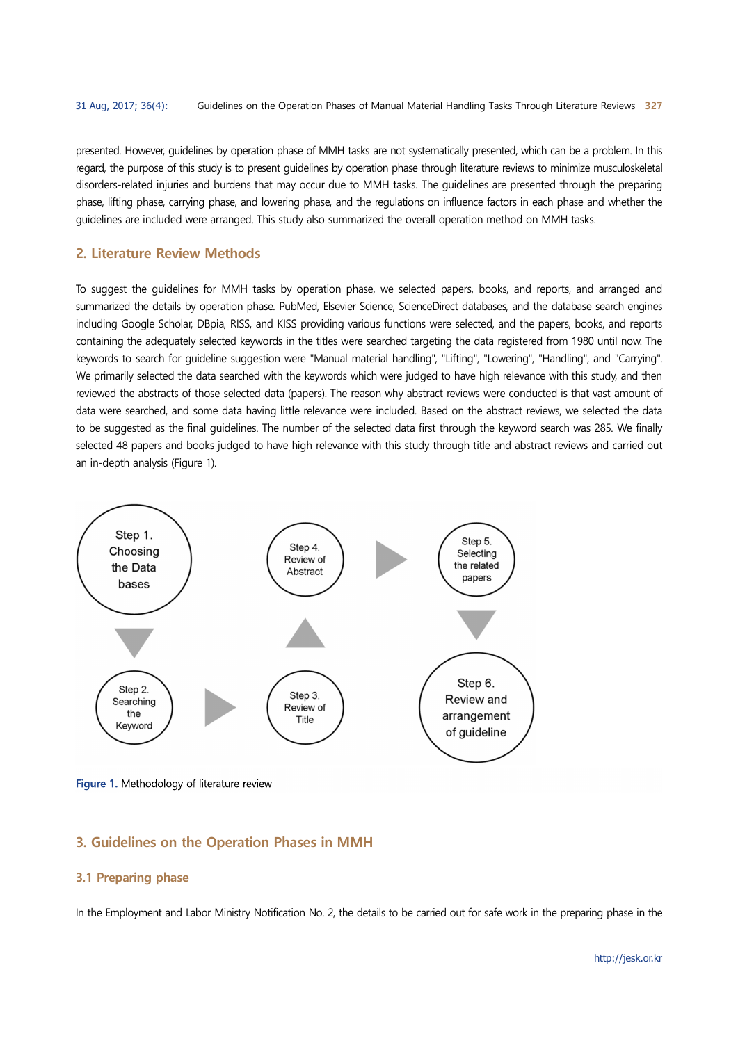presented. However, guidelines by operation phase of MMH tasks are not systematically presented, which can be a problem. In this regard, the purpose of this study is to present guidelines by operation phase through literature reviews to minimize musculoskeletal disorders-related injuries and burdens that may occur due to MMH tasks. The guidelines are presented through the preparing phase, lifting phase, carrying phase, and lowering phase, and the regulations on influence factors in each phase and whether the guidelines are included were arranged. This study also summarized the overall operation method on MMH tasks.

## 2. Literature Review Methods

To suggest the guidelines for MMH tasks by operation phase, we selected papers, books, and reports, and arranged and summarized the details by operation phase. PubMed, Elsevier Science, ScienceDirect databases, and the database search engines including Google Scholar, DBpia, RISS, and KISS providing various functions were selected, and the papers, books, and reports containing the adequately selected keywords in the titles were searched targeting the data registered from 1980 until now. The keywords to search for guideline suggestion were "Manual material handling", "Lifting", "Lowering", "Handling", and "Carrying". We primarily selected the data searched with the keywords which were judged to have high relevance with this study, and then reviewed the abstracts of those selected data (papers). The reason why abstract reviews were conducted is that vast amount of data were searched, and some data having little relevance were included. Based on the abstract reviews, we selected the data to be suggested as the final guidelines. The number of the selected data first through the keyword search was 285. We finally selected 48 papers and books judged to have high relevance with this study through title and abstract reviews and carried out an in-depth analysis (Figure 1).

Step 1. Choosing the Data bases → Step 2. Searching the Keyword → Step 3. Review of Title → Step 4. Review of Abstract → Step 5. Selecting the related papers → Step 6. Review and arrangement of guideline

**Figure 1.** Methodology of literature review

## 3. Guidelines on the Operation Phases in MMH

### 3.1 Preparing phase

In the Employment and Labor Ministry Notification No. 2, the details to be carried out for safe work in the preparing phase in the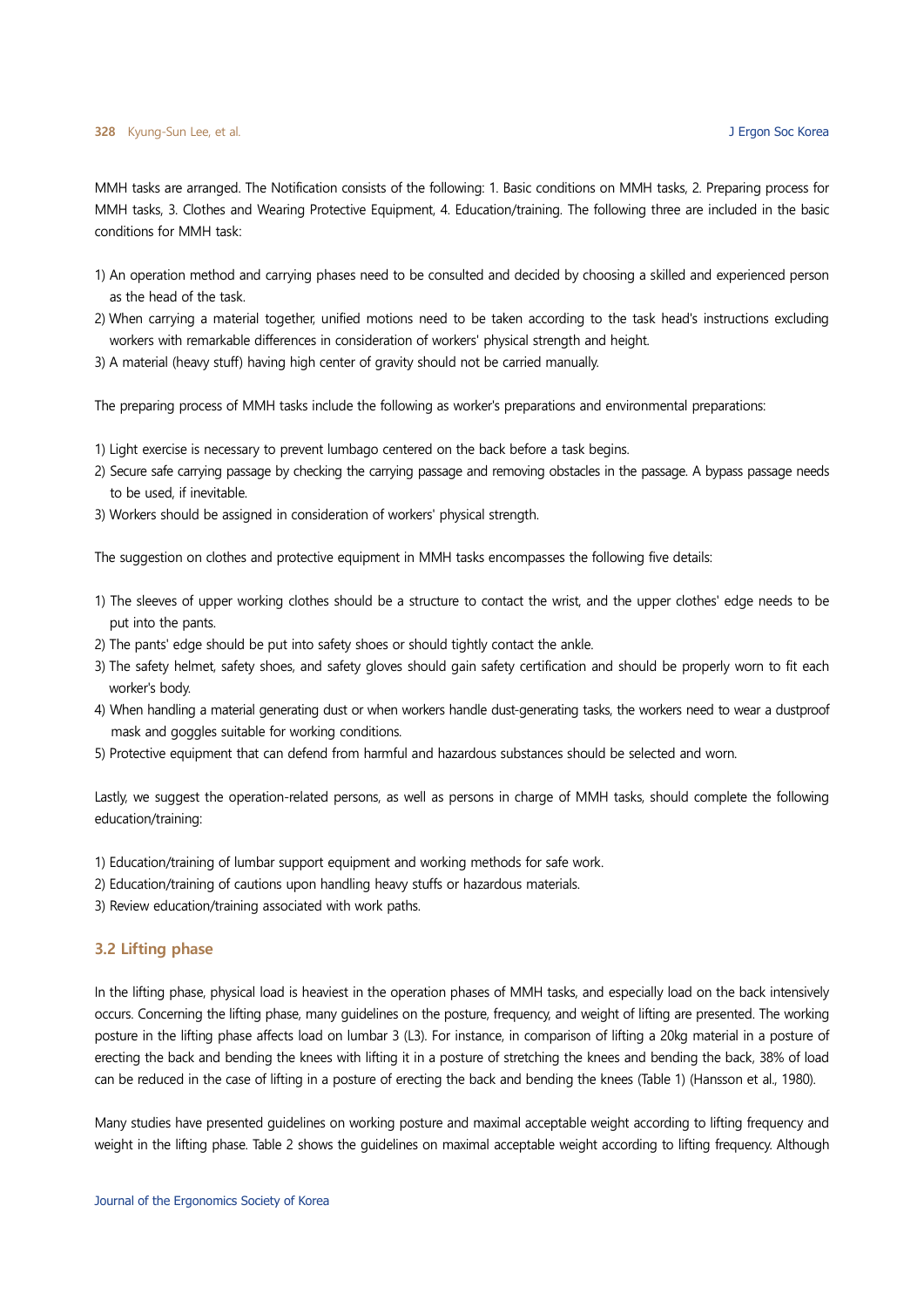MMH tasks are arranged. The Notification consists of the following: 1. Basic conditions on MMH tasks, 2. Preparing process for MMH tasks, 3. Clothes and Wearing Protective Equipment, 4. Education/training. The following three are included in the basic conditions for MMH task:

1) An operation method and carrying phases need to be consulted and decided by choosing a skilled and experienced person as the head of the task.
2) When carrying a material together, unified motions need to be taken according to the task head's instructions excluding workers with remarkable differences in consideration of workers' physical strength and height.
3) A material (heavy stuff) having high center of gravity should not be carried manually.

The preparing process of MMH tasks include the following as worker's preparations and environmental preparations:

1) Light exercise is necessary to prevent lumbago centered on the back before a task begins.
2) Secure safe carrying passage by checking the carrying passage and removing obstacles in the passage. A bypass passage needs to be used, if inevitable.
3) Workers should be assigned in consideration of workers' physical strength.

The suggestion on clothes and protective equipment in MMH tasks encompasses the following five details:

1) The sleeves of upper working clothes should be a structure to contact the wrist, and the upper clothes' edge needs to be put into the pants.
2) The pants' edge should be put into safety shoes or should tightly contact the ankle.
3) The safety helmet, safety shoes, and safety gloves should gain safety certification and should be properly worn to fit each worker's body.
4) When handling a material generating dust or when workers handle dust-generating tasks, the workers need to wear a dustproof mask and goggles suitable for working conditions.
5) Protective equipment that can defend from harmful and hazardous substances should be selected and worn.

Lastly, we suggest the operation-related persons, as well as persons in charge of MMH tasks, should complete the following education/training:

1) Education/training of lumbar support equipment and working methods for safe work.
2) Education/training of cautions upon handling heavy stuffs or hazardous materials.
3) Review education/training associated with work paths.

### 3.2 Lifting phase

In the lifting phase, physical load is heaviest in the operation phases of MMH tasks, and especially load on the back intensively occurs. Concerning the lifting phase, many guidelines on the posture, frequency, and weight of lifting are presented. The working posture in the lifting phase affects load on lumbar 3 (L3). For instance, in comparison of lifting a 20kg material in a posture of erecting the back and bending the knees with lifting it in a posture of stretching the knees and bending the back, 38% of load can be reduced in the case of lifting in a posture of erecting the back and bending the knees (Table 1) (Hansson et al., 1980).

Many studies have presented guidelines on working posture and maximal acceptable weight according to lifting frequency and weight in the lifting phase. Table 2 shows the guidelines on maximal acceptable weight according to lifting frequency. Although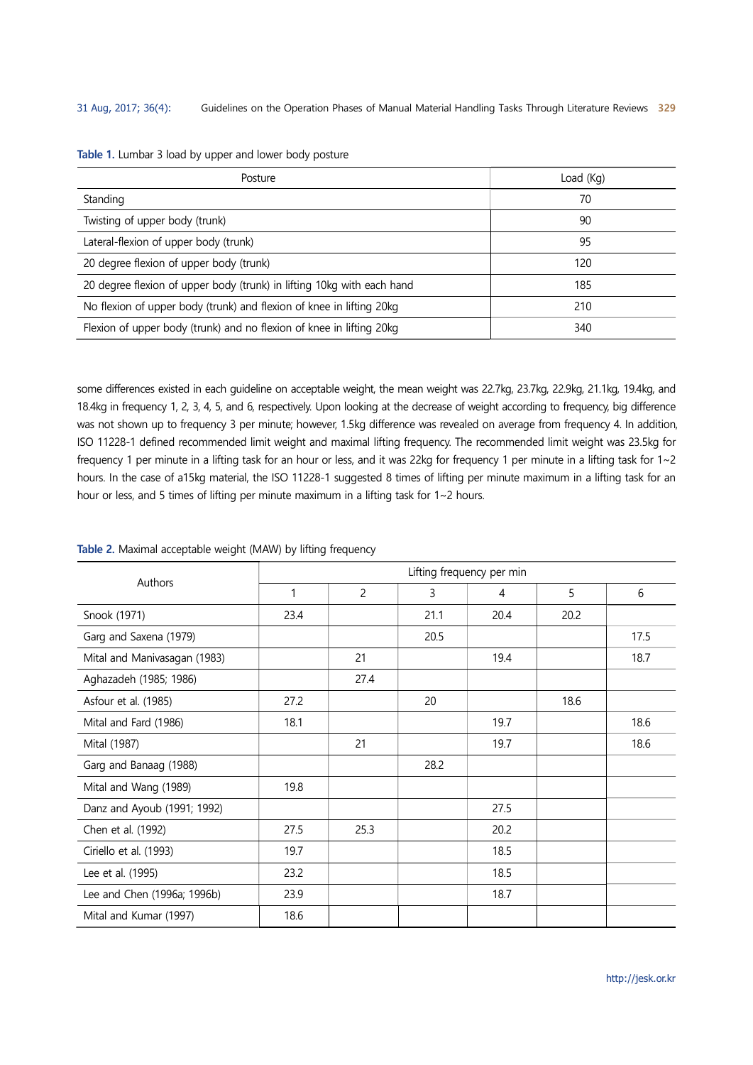**Table 1.** Lumbar 3 load by upper and lower body posture

| Posture | Load (Kg) |
|---|---|
| Standing | 70 |
| Twisting of upper body (trunk) | 90 |
| Lateral-flexion of upper body (trunk) | 95 |
| 20 degree flexion of upper body (trunk) | 120 |
| 20 degree flexion of upper body (trunk) in lifting 10kg with each hand | 185 |
| No flexion of upper body (trunk) and flexion of knee in lifting 20kg | 210 |
| Flexion of upper body (trunk) and no flexion of knee in lifting 20kg | 340 |

some differences existed in each guideline on acceptable weight, the mean weight was 22.7kg, 23.7kg, 22.9kg, 21.1kg, 19.4kg, and 18.4kg in frequency 1, 2, 3, 4, 5, and 6, respectively. Upon looking at the decrease of weight according to frequency, big difference was not shown up to frequency 3 per minute; however, 1.5kg difference was revealed on average from frequency 4. In addition, ISO 11228-1 defined recommended limit weight and maximal lifting frequency. The recommended limit weight was 23.5kg for frequency 1 per minute in a lifting task for an hour or less, and it was 22kg for frequency 1 per minute in a lifting task for 1~2 hours. In the case of a15kg material, the ISO 11228-1 suggested 8 times of lifting per minute maximum in a lifting task for an hour or less, and 5 times of lifting per minute maximum in a lifting task for 1~2 hours.

**Table 2.** Maximal acceptable weight (MAW) by lifting frequency

| Authors | Lifting frequency per min | | | | | |
|---|---|---|---|---|---|---|
| | 1 | 2 | 3 | 4 | 5 | 6 |
| Snook (1971) | 23.4 | | 21.1 | 20.4 | 20.2 | |
| Garg and Saxena (1979) | | | 20.5 | | | 17.5 |
| Mital and Manivasagan (1983) | | 21 | | 19.4 | | 18.7 |
| Aghazadeh (1985; 1986) | | 27.4 | | | | |
| Asfour et al. (1985) | 27.2 | | 20 | | 18.6 | |
| Mital and Fard (1986) | 18.1 | | | 19.7 | | 18.6 |
| Mital (1987) | | 21 | | 19.7 | | 18.6 |
| Garg and Banaag (1988) | | | 28.2 | | | |
| Mital and Wang (1989) | 19.8 | | | | | |
| Danz and Ayoub (1991; 1992) | | | | 27.5 | | |
| Chen et al. (1992) | 27.5 | 25.3 | | 20.2 | | |
| Ciriello et al. (1993) | 19.7 | | | 18.5 | | |
| Lee et al. (1995) | 23.2 | | | 18.5 | | |
| Lee and Chen (1996a; 1996b) | 23.9 | | | 18.7 | | |
| Mital and Kumar (1997) | 18.6 | | | | | |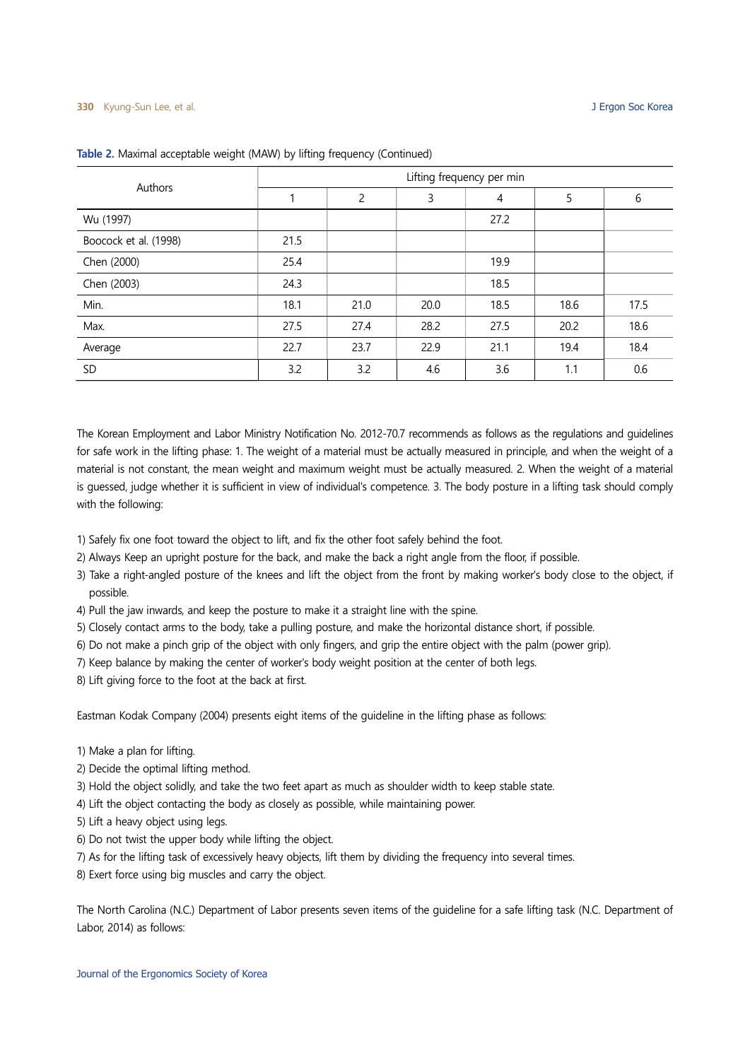Table 2. Maximal acceptable weight (MAW) by lifting frequency (Continued)

| Authors | Lifting frequency per min | | | | | |
|---|---|---|---|---|---|---|
| | 1 | 2 | 3 | 4 | 5 | 6 |
| Wu (1997) | | | | 27.2 | | |
| Boocock et al. (1998) | 21.5 | | | | | |
| Chen (2000) | 25.4 | | | 19.9 | | |
| Chen (2003) | 24.3 | | | 18.5 | | |
| Min. | 18.1 | 21.0 | 20.0 | 18.5 | 18.6 | 17.5 |
| Max. | 27.5 | 27.4 | 28.2 | 27.5 | 20.2 | 18.6 |
| Average | 22.7 | 23.7 | 22.9 | 21.1 | 19.4 | 18.4 |
| SD | 3.2 | 3.2 | 4.6 | 3.6 | 1.1 | 0.6 |

The Korean Employment and Labor Ministry Notification No. 2012-70.7 recommends as follows as the regulations and guidelines for safe work in the lifting phase: 1. The weight of a material must be actually measured in principle, and when the weight of a material is not constant, the mean weight and maximum weight must be actually measured. 2. When the weight of a material is guessed, judge whether it is sufficient in view of individual's competence. 3. The body posture in a lifting task should comply with the following:

1) Safely fix one foot toward the object to lift, and fix the other foot safely behind the foot.
2) Always Keep an upright posture for the back, and make the back a right angle from the floor, if possible.
3) Take a right-angled posture of the knees and lift the object from the front by making worker's body close to the object, if possible.
4) Pull the jaw inwards, and keep the posture to make it a straight line with the spine.
5) Closely contact arms to the body, take a pulling posture, and make the horizontal distance short, if possible.
6) Do not make a pinch grip of the object with only fingers, and grip the entire object with the palm (power grip).
7) Keep balance by making the center of worker's body weight position at the center of both legs.
8) Lift giving force to the foot at the back at first.

Eastman Kodak Company (2004) presents eight items of the guideline in the lifting phase as follows:

1) Make a plan for lifting.
2) Decide the optimal lifting method.
3) Hold the object solidly, and take the two feet apart as much as shoulder width to keep stable state.
4) Lift the object contacting the body as closely as possible, while maintaining power.
5) Lift a heavy object using legs.
6) Do not twist the upper body while lifting the object.
7) As for the lifting task of excessively heavy objects, lift them by dividing the frequency into several times.
8) Exert force using big muscles and carry the object.

The North Carolina (N.C.) Department of Labor presents seven items of the guideline for a safe lifting task (N.C. Department of Labor, 2014) as follows: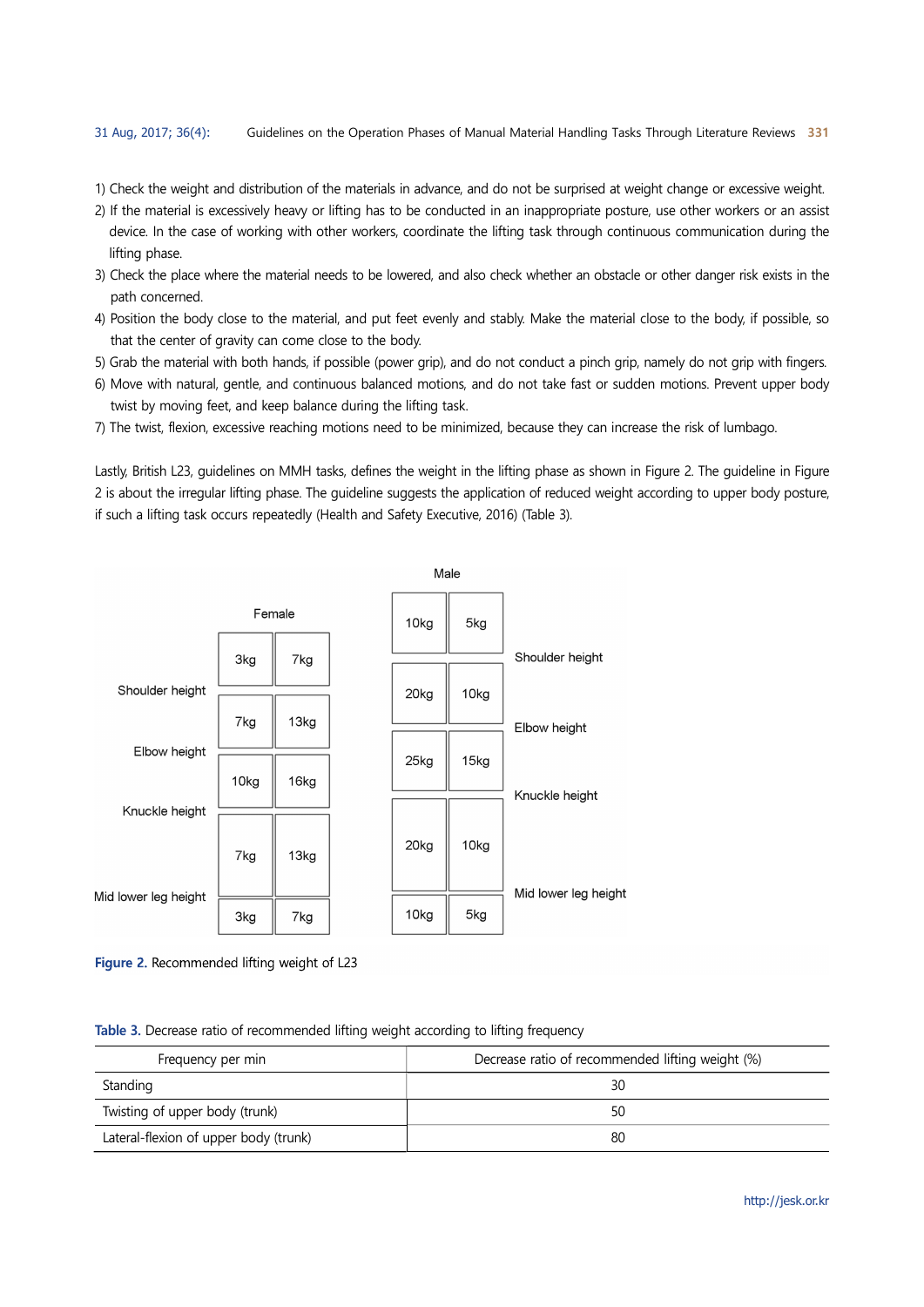1) Check the weight and distribution of the materials in advance, and do not be surprised at weight change or excessive weight.
2) If the material is excessively heavy or lifting has to be conducted in an inappropriate posture, use other workers or an assist device. In the case of working with other workers, coordinate the lifting task through continuous communication during the lifting phase.
3) Check the place where the material needs to be lowered, and also check whether an obstacle or other danger risk exists in the path concerned.
4) Position the body close to the material, and put feet evenly and stably. Make the material close to the body, if possible, so that the center of gravity can come close to the body.
5) Grab the material with both hands, if possible (power grip), and do not conduct a pinch grip, namely do not grip with fingers.
6) Move with natural, gentle, and continuous balanced motions, and do not take fast or sudden motions. Prevent upper body twist by moving feet, and keep balance during the lifting task.
7) The twist, flexion, excessive reaching motions need to be minimized, because they can increase the risk of lumbago.

Lastly, British L23, guidelines on MMH tasks, defines the weight in the lifting phase as shown in Figure 2. The guideline in Figure 2 is about the irregular lifting phase. The guideline suggests the application of reduced weight according to upper body posture, if such a lifting task occurs repeatedly (Health and Safety Executive, 2016) (Table 3).

| Height zone | Female | | Male | |
|---|---|---|---|---|
| Above shoulder height | 3kg | 7kg | 10kg | 5kg |
| Shoulder height – Elbow height | 7kg | 13kg | 20kg | 10kg |
| Elbow height – Knuckle height | 10kg | 16kg | 25kg | 15kg |
| Knuckle height – Mid lower leg height | 7kg | 13kg | 20kg | 10kg |
| Below mid lower leg height | 3kg | 7kg | 10kg | 5kg |

**Figure 2.** Recommended lifting weight of L23

**Table 3.** Decrease ratio of recommended lifting weight according to lifting frequency

| Frequency per min | Decrease ratio of recommended lifting weight (%) |
|---|---|
| Standing | 30 |
| Twisting of upper body (trunk) | 50 |
| Lateral-flexion of upper body (trunk) | 80 |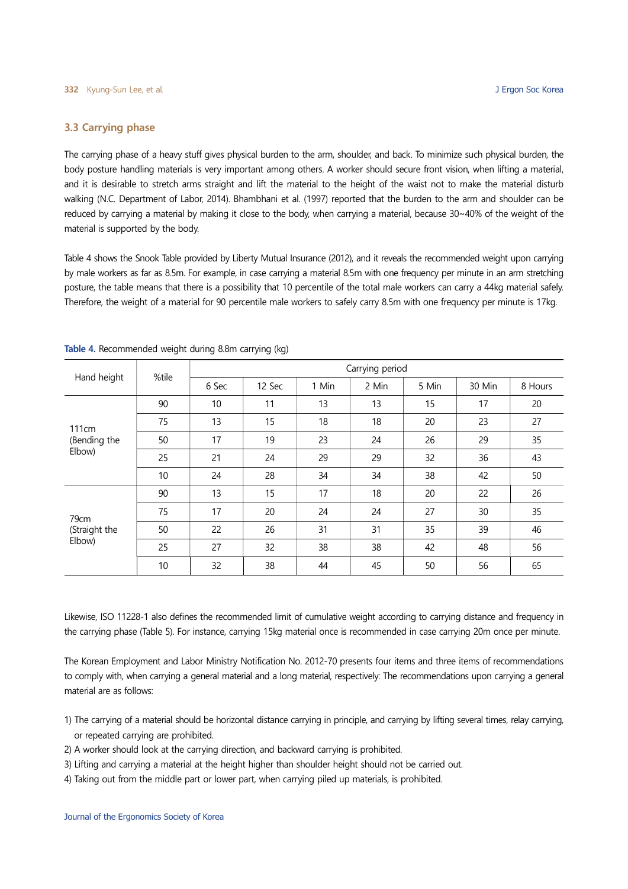### 3.3 Carrying phase

The carrying phase of a heavy stuff gives physical burden to the arm, shoulder, and back. To minimize such physical burden, the body posture handling materials is very important among others. A worker should secure front vision, when lifting a material, and it is desirable to stretch arms straight and lift the material to the height of the waist not to make the material disturb walking (N.C. Department of Labor, 2014). Bhambhani et al. (1997) reported that the burden to the arm and shoulder can be reduced by carrying a material by making it close to the body, when carrying a material, because 30~40% of the weight of the material is supported by the body.

Table 4 shows the Snook Table provided by Liberty Mutual Insurance (2012), and it reveals the recommended weight upon carrying by male workers as far as 8.5m. For example, in case carrying a material 8.5m with one frequency per minute in an arm stretching posture, the table means that there is a possibility that 10 percentile of the total male workers can carry a 44kg material safely. Therefore, the weight of a material for 90 percentile male workers to safely carry 8.5m with one frequency per minute is 17kg.

**Table 4.** Recommended weight during 8.8m carrying (kg)

| Hand height | %tile | Carrying period | | | | | | |
|---|---|---|---|---|---|---|---|---|
| | | 6 Sec | 12 Sec | 1 Min | 2 Min | 5 Min | 30 Min | 8 Hours |
| 111cm (Bending the Elbow) | 90 | 10 | 11 | 13 | 13 | 15 | 17 | 20 |
| | 75 | 13 | 15 | 18 | 18 | 20 | 23 | 27 |
| | 50 | 17 | 19 | 23 | 24 | 26 | 29 | 35 |
| | 25 | 21 | 24 | 29 | 29 | 32 | 36 | 43 |
| | 10 | 24 | 28 | 34 | 34 | 38 | 42 | 50 |
| 79cm (Straight the Elbow) | 90 | 13 | 15 | 17 | 18 | 20 | 22 | 26 |
| | 75 | 17 | 20 | 24 | 24 | 27 | 30 | 35 |
| | 50 | 22 | 26 | 31 | 31 | 35 | 39 | 46 |
| | 25 | 27 | 32 | 38 | 38 | 42 | 48 | 56 |
| | 10 | 32 | 38 | 44 | 45 | 50 | 56 | 65 |

Likewise, ISO 11228-1 also defines the recommended limit of cumulative weight according to carrying distance and frequency in the carrying phase (Table 5). For instance, carrying 15kg material once is recommended in case carrying 20m once per minute.

The Korean Employment and Labor Ministry Notification No. 2012-70 presents four items and three items of recommendations to comply with, when carrying a general material and a long material, respectively: The recommendations upon carrying a general material are as follows:

1) The carrying of a material should be horizontal distance carrying in principle, and carrying by lifting several times, relay carrying, or repeated carrying are prohibited.
2) A worker should look at the carrying direction, and backward carrying is prohibited.
3) Lifting and carrying a material at the height higher than shoulder height should not be carried out.
4) Taking out from the middle part or lower part, when carrying piled up materials, is prohibited.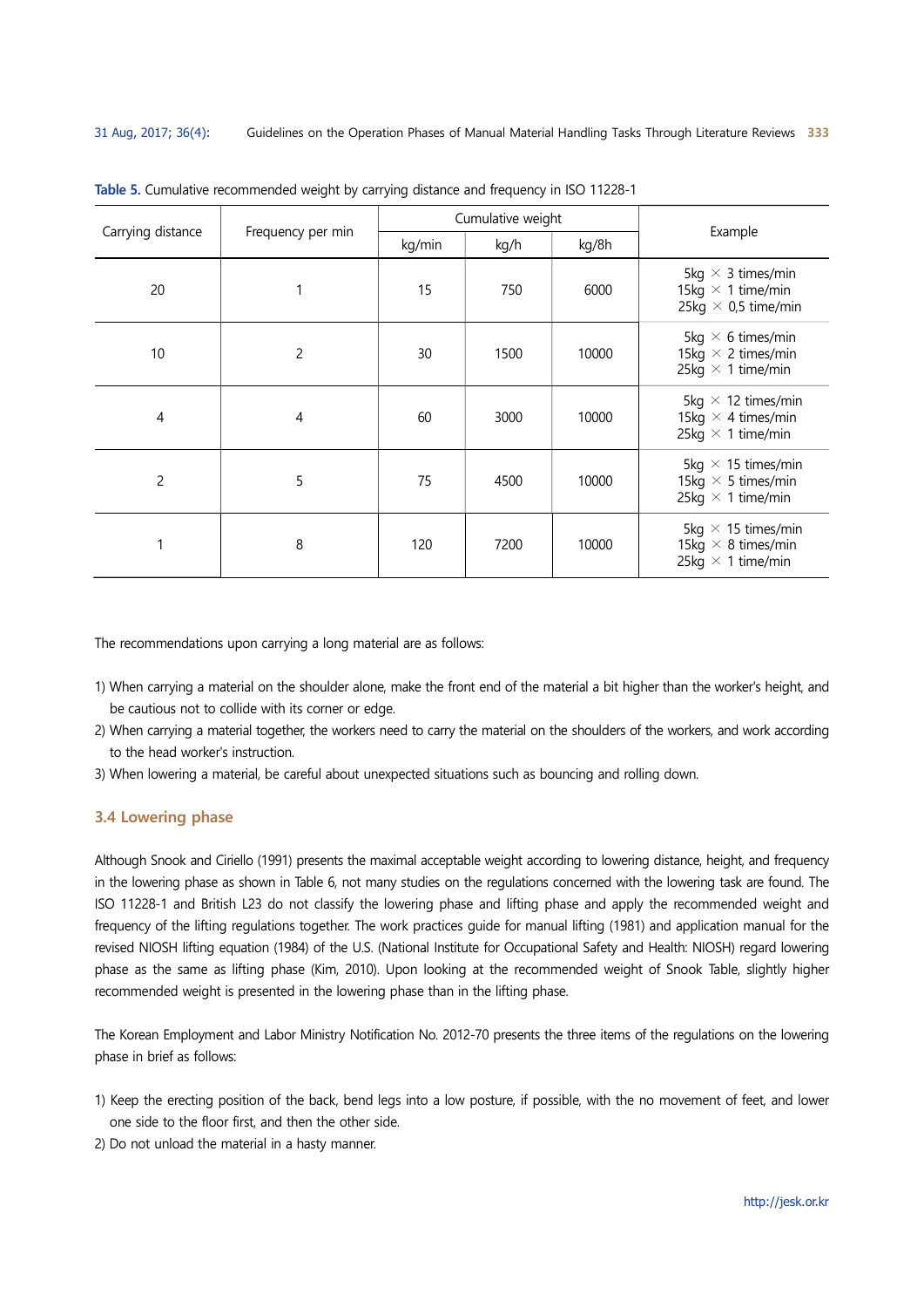Table 5. Cumulative recommended weight by carrying distance and frequency in ISO 11228-1

| Carrying distance | Frequency per min | Cumulative weight | | | Example |
|---|---|---|---|---|---|
| | | kg/min | kg/h | kg/8h | |
| 20 | 1 | 15 | 750 | 6000 | 5kg × 3 times/min<br>15kg × 1 time/min<br>25kg × 0,5 time/min |
| 10 | 2 | 30 | 1500 | 10000 | 5kg × 6 times/min<br>15kg × 2 times/min<br>25kg × 1 time/min |
| 4 | 4 | 60 | 3000 | 10000 | 5kg × 12 times/min<br>15kg × 4 times/min<br>25kg × 1 time/min |
| 2 | 5 | 75 | 4500 | 10000 | 5kg × 15 times/min<br>15kg × 5 times/min<br>25kg × 1 time/min |
| 1 | 8 | 120 | 7200 | 10000 | 5kg × 15 times/min<br>15kg × 8 times/min<br>25kg × 1 time/min |

The recommendations upon carrying a long material are as follows:

1) When carrying a material on the shoulder alone, make the front end of the material a bit higher than the worker's height, and be cautious not to collide with its corner or edge.
2) When carrying a material together, the workers need to carry the material on the shoulders of the workers, and work according to the head worker's instruction.
3) When lowering a material, be careful about unexpected situations such as bouncing and rolling down.

### 3.4 Lowering phase

Although Snook and Ciriello (1991) presents the maximal acceptable weight according to lowering distance, height, and frequency in the lowering phase as shown in Table 6, not many studies on the regulations concerned with the lowering task are found. The ISO 11228-1 and British L23 do not classify the lowering phase and lifting phase and apply the recommended weight and frequency of the lifting regulations together. The work practices guide for manual lifting (1981) and application manual for the revised NIOSH lifting equation (1984) of the U.S. (National Institute for Occupational Safety and Health: NIOSH) regard lowering phase as the same as lifting phase (Kim, 2010). Upon looking at the recommended weight of Snook Table, slightly higher recommended weight is presented in the lowering phase than in the lifting phase.

The Korean Employment and Labor Ministry Notification No. 2012-70 presents the three items of the regulations on the lowering phase in brief as follows:

1) Keep the erecting position of the back, bend legs into a low posture, if possible, with the no movement of feet, and lower one side to the floor first, and then the other side.
2) Do not unload the material in a hasty manner.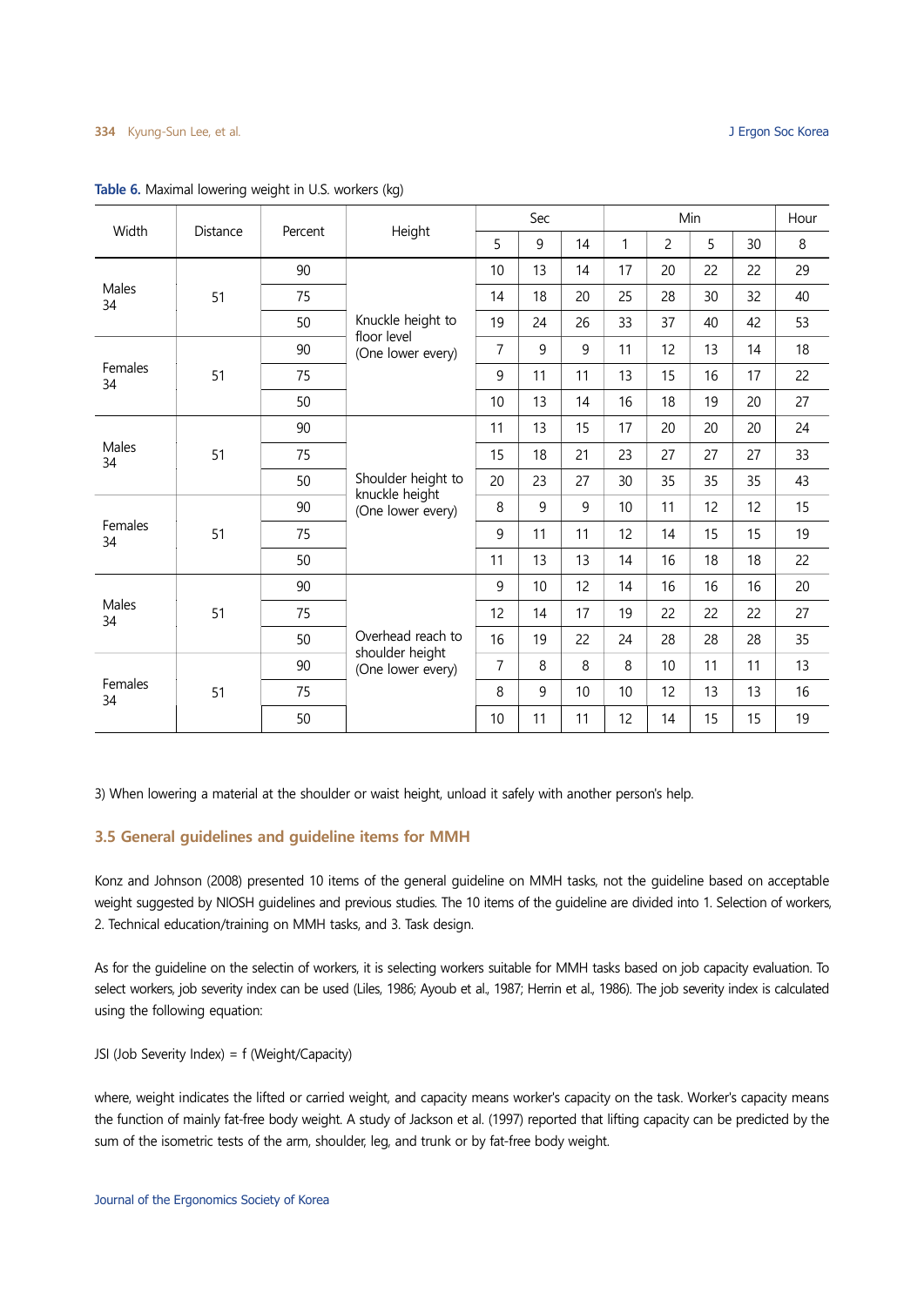**Table 6.** Maximal lowering weight in U.S. workers (kg)

| Width | Distance | Percent | Height | Sec | | | Min | | | | Hour |
|---|---|---|---|---|---|---|---|---|---|---|---|
| | | | | 5 | 9 | 14 | 1 | 2 | 5 | 30 | 8 |
| Males 34 | 51 | 90 | Knuckle height to floor level (One lower every) | 10 | 13 | 14 | 17 | 20 | 22 | 22 | 29 |
| | | 75 | | 14 | 18 | 20 | 25 | 28 | 30 | 32 | 40 |
| | | 50 | | 19 | 24 | 26 | 33 | 37 | 40 | 42 | 53 |
| Females 34 | 51 | 90 | | 7 | 9 | 9 | 11 | 12 | 13 | 14 | 18 |
| | | 75 | | 9 | 11 | 11 | 13 | 15 | 16 | 17 | 22 |
| | | 50 | | 10 | 13 | 14 | 16 | 18 | 19 | 20 | 27 |
| Males 34 | 51 | 90 | Shoulder height to knuckle height (One lower every) | 11 | 13 | 15 | 17 | 20 | 20 | 20 | 24 |
| | | 75 | | 15 | 18 | 21 | 23 | 27 | 27 | 27 | 33 |
| | | 50 | | 20 | 23 | 27 | 30 | 35 | 35 | 35 | 43 |
| Females 34 | 51 | 90 | | 8 | 9 | 9 | 10 | 11 | 12 | 12 | 15 |
| | | 75 | | 9 | 11 | 11 | 12 | 14 | 15 | 15 | 19 |
| | | 50 | | 11 | 13 | 13 | 14 | 16 | 18 | 18 | 22 |
| Males 34 | 51 | 90 | Overhead reach to shoulder height (One lower every) | 9 | 10 | 12 | 14 | 16 | 16 | 16 | 20 |
| | | 75 | | 12 | 14 | 17 | 19 | 22 | 22 | 22 | 27 |
| | | 50 | | 16 | 19 | 22 | 24 | 28 | 28 | 28 | 35 |
| Females 34 | 51 | 90 | | 7 | 8 | 8 | 8 | 10 | 11 | 11 | 13 |
| | | 75 | | 8 | 9 | 10 | 10 | 12 | 13 | 13 | 16 |
| | | 50 | | 10 | 11 | 11 | 12 | 14 | 15 | 15 | 19 |

3) When lowering a material at the shoulder or waist height, unload it safely with another person's help.

## 3.5 General guidelines and guideline items for MMH

Konz and Johnson (2008) presented 10 items of the general guideline on MMH tasks, not the guideline based on acceptable weight suggested by NIOSH guidelines and previous studies. The 10 items of the guideline are divided into 1. Selection of workers, 2. Technical education/training on MMH tasks, and 3. Task design.

As for the guideline on the selectin of workers, it is selecting workers suitable for MMH tasks based on job capacity evaluation. To select workers, job severity index can be used (Liles, 1986; Ayoub et al., 1987; Herrin et al., 1986). The job severity index is calculated using the following equation:

JSI (Job Severity Index) = f (Weight/Capacity)

where, weight indicates the lifted or carried weight, and capacity means worker's capacity on the task. Worker's capacity means the function of mainly fat-free body weight. A study of Jackson et al. (1997) reported that lifting capacity can be predicted by the sum of the isometric tests of the arm, shoulder, leg, and trunk or by fat-free body weight.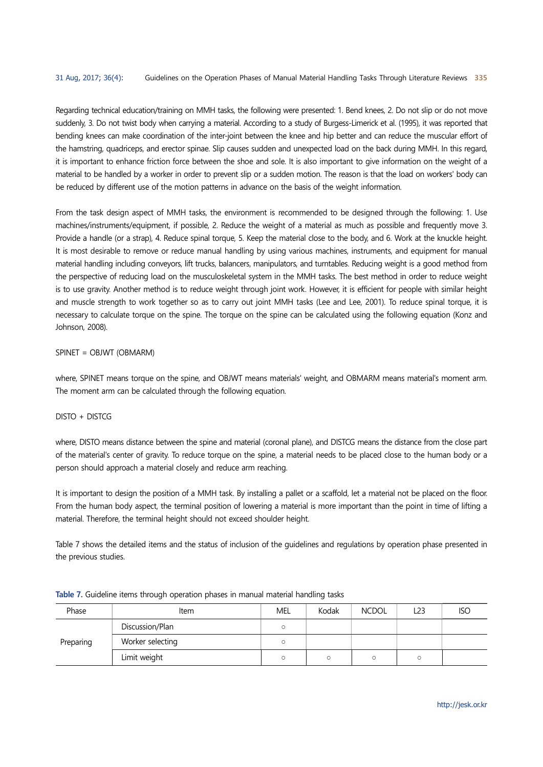Regarding technical education/training on MMH tasks, the following were presented: 1. Bend knees, 2. Do not slip or do not move suddenly, 3. Do not twist body when carrying a material. According to a study of Burgess-Limerick et al. (1995), it was reported that bending knees can make coordination of the inter-joint between the knee and hip better and can reduce the muscular effort of the hamstring, quadriceps, and erector spinae. Slip causes sudden and unexpected load on the back during MMH. In this regard, it is important to enhance friction force between the shoe and sole. It is also important to give information on the weight of a material to be handled by a worker in order to prevent slip or a sudden motion. The reason is that the load on workers' body can be reduced by different use of the motion patterns in advance on the basis of the weight information.

From the task design aspect of MMH tasks, the environment is recommended to be designed through the following: 1. Use machines/instruments/equipment, if possible, 2. Reduce the weight of a material as much as possible and frequently move 3. Provide a handle (or a strap), 4. Reduce spinal torque, 5. Keep the material close to the body, and 6. Work at the knuckle height. It is most desirable to remove or reduce manual handling by using various machines, instruments, and equipment for manual material handling including conveyors, lift trucks, balancers, manipulators, and turntables. Reducing weight is a good method from the perspective of reducing load on the musculoskeletal system in the MMH tasks. The best method in order to reduce weight is to use gravity. Another method is to reduce weight through joint work. However, it is efficient for people with similar height and muscle strength to work together so as to carry out joint MMH tasks (Lee and Lee, 2001). To reduce spinal torque, it is necessary to calculate torque on the spine. The torque on the spine can be calculated using the following equation (Konz and Johnson, 2008).

SPINET = OBJWT (OBMARM)

where, SPINET means torque on the spine, and OBJWT means materials' weight, and OBMARM means material's moment arm. The moment arm can be calculated through the following equation.

DISTO + DISTCG

where, DISTO means distance between the spine and material (coronal plane), and DISTCG means the distance from the close part of the material's center of gravity. To reduce torque on the spine, a material needs to be placed close to the human body or a person should approach a material closely and reduce arm reaching.

It is important to design the position of a MMH task. By installing a pallet or a scaffold, let a material not be placed on the floor. From the human body aspect, the terminal position of lowering a material is more important than the point in time of lifting a material. Therefore, the terminal height should not exceed shoulder height.

Table 7 shows the detailed items and the status of inclusion of the guidelines and regulations by operation phase presented in the previous studies.

**Table 7.** Guideline items through operation phases in manual material handling tasks

| Phase | Item | MEL | Kodak | NCDOL | L23 | ISO |
|---|---|---|---|---|---|---|
| Preparing | Discussion/Plan | ○ | | | | |
| | Worker selecting | ○ | | | | |
| | Limit weight | ○ | ○ | ○ | ○ | |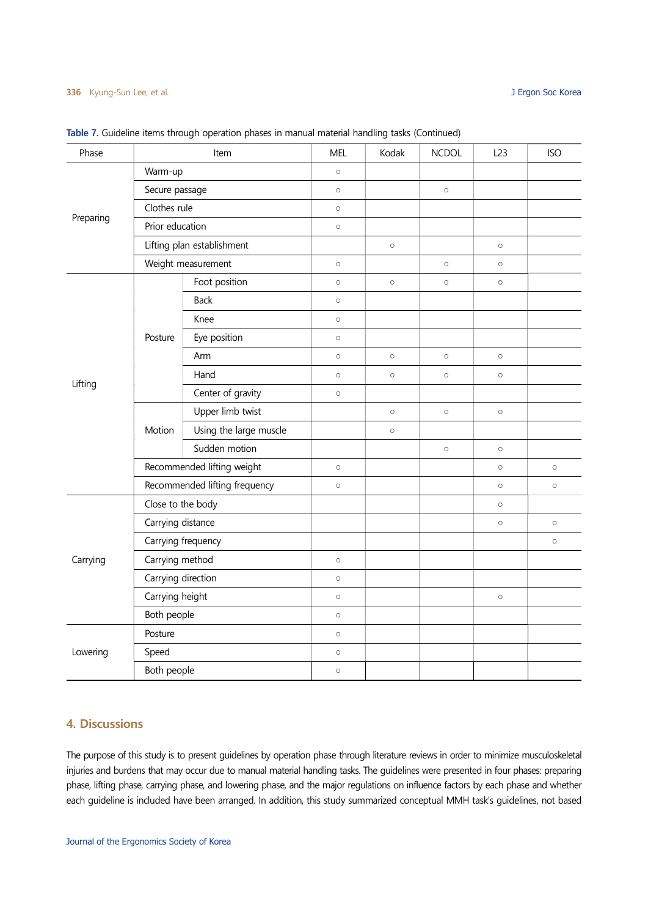**Table 7.** Guideline items through operation phases in manual material handling tasks (Continued)

| Phase | Item | | MEL | Kodak | NCDOL | L23 | ISO |
|---|---|---|---|---|---|---|---|
| Preparing | Warm-up | | ○ | | | | |
| | Secure passage | | ○ | | ○ | | |
| | Clothes rule | | ○ | | | | |
| | Prior education | | ○ | | | | |
| | Lifting plan establishment | | | ○ | | ○ | |
| | Weight measurement | | ○ | | ○ | ○ | |
| Lifting | Posture | Foot position | ○ | ○ | ○ | ○ | |
| | | Back | ○ | | | | |
| | | Knee | ○ | | | | |
| | | Eye position | ○ | | | | |
| | | Arm | ○ | ○ | ○ | ○ | |
| | | Hand | ○ | ○ | ○ | ○ | |
| | | Center of gravity | ○ | | | | |
| | Motion | Upper limb twist | | ○ | ○ | ○ | |
| | | Using the large muscle | | ○ | | | |
| | | Sudden motion | | | ○ | ○ | |
| | Recommended lifting weight | | ○ | | | ○ | ○ |
| | Recommended lifting frequency | | ○ | | | ○ | ○ |
| Carrying | Close to the body | | | | | ○ | |
| | Carrying distance | | | | | ○ | ○ |
| | Carrying frequency | | | | | | ○ |
| | Carrying method | | ○ | | | | |
| | Carrying direction | | ○ | | | | |
| | Carrying height | | ○ | | | ○ | |
| | Both people | | ○ | | | | |
| Lowering | Posture | | ○ | | | | |
| | Speed | | ○ | | | | |
| | Both people | | ○ | | | | |

## 4. Discussions

The purpose of this study is to present guidelines by operation phase through literature reviews in order to minimize musculoskeletal injuries and burdens that may occur due to manual material handling tasks. The guidelines were presented in four phases: preparing phase, lifting phase, carrying phase, and lowering phase, and the major regulations on influence factors by each phase and whether each guideline is included have been arranged. In addition, this study summarized conceptual MMH task's guidelines, not based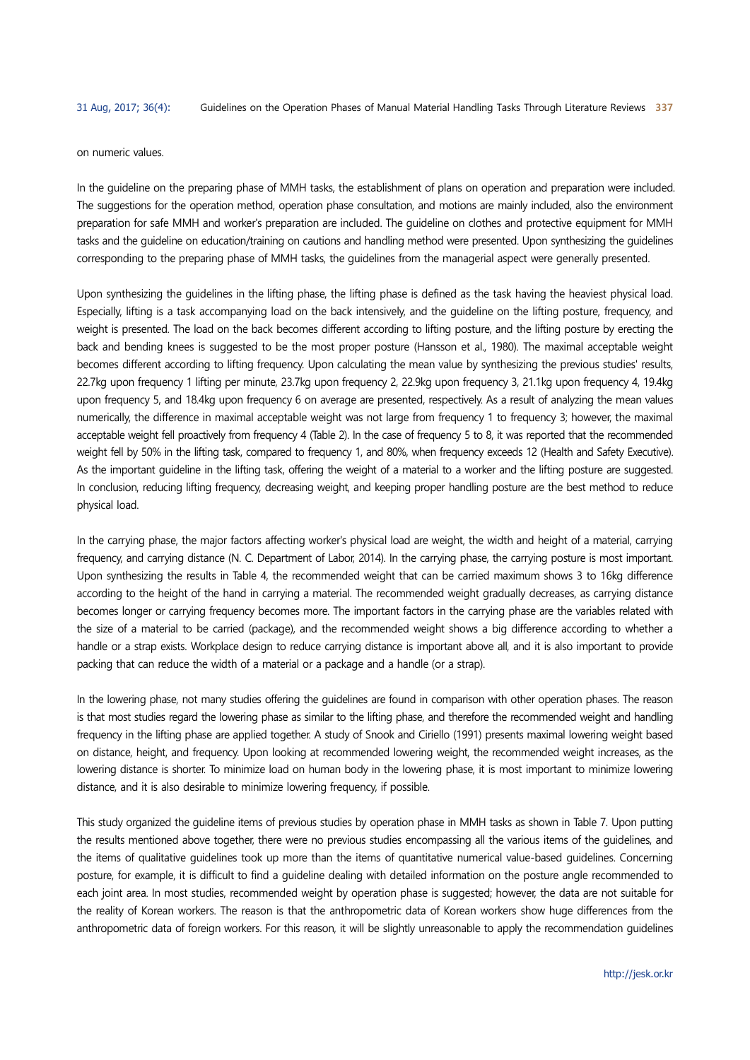on numeric values.

In the guideline on the preparing phase of MMH tasks, the establishment of plans on operation and preparation were included. The suggestions for the operation method, operation phase consultation, and motions are mainly included, also the environment preparation for safe MMH and worker's preparation are included. The guideline on clothes and protective equipment for MMH tasks and the guideline on education/training on cautions and handling method were presented. Upon synthesizing the guidelines corresponding to the preparing phase of MMH tasks, the guidelines from the managerial aspect were generally presented.

Upon synthesizing the guidelines in the lifting phase, the lifting phase is defined as the task having the heaviest physical load. Especially, lifting is a task accompanying load on the back intensively, and the guideline on the lifting posture, frequency, and weight is presented. The load on the back becomes different according to lifting posture, and the lifting posture by erecting the back and bending knees is suggested to be the most proper posture (Hansson et al., 1980). The maximal acceptable weight becomes different according to lifting frequency. Upon calculating the mean value by synthesizing the previous studies' results, 22.7kg upon frequency 1 lifting per minute, 23.7kg upon frequency 2, 22.9kg upon frequency 3, 21.1kg upon frequency 4, 19.4kg upon frequency 5, and 18.4kg upon frequency 6 on average are presented, respectively. As a result of analyzing the mean values numerically, the difference in maximal acceptable weight was not large from frequency 1 to frequency 3; however, the maximal acceptable weight fell proactively from frequency 4 (Table 2). In the case of frequency 5 to 8, it was reported that the recommended weight fell by 50% in the lifting task, compared to frequency 1, and 80%, when frequency exceeds 12 (Health and Safety Executive). As the important guideline in the lifting task, offering the weight of a material to a worker and the lifting posture are suggested. In conclusion, reducing lifting frequency, decreasing weight, and keeping proper handling posture are the best method to reduce physical load.

In the carrying phase, the major factors affecting worker's physical load are weight, the width and height of a material, carrying frequency, and carrying distance (N. C. Department of Labor, 2014). In the carrying phase, the carrying posture is most important. Upon synthesizing the results in Table 4, the recommended weight that can be carried maximum shows 3 to 16kg difference according to the height of the hand in carrying a material. The recommended weight gradually decreases, as carrying distance becomes longer or carrying frequency becomes more. The important factors in the carrying phase are the variables related with the size of a material to be carried (package), and the recommended weight shows a big difference according to whether a handle or a strap exists. Workplace design to reduce carrying distance is important above all, and it is also important to provide packing that can reduce the width of a material or a package and a handle (or a strap).

In the lowering phase, not many studies offering the guidelines are found in comparison with other operation phases. The reason is that most studies regard the lowering phase as similar to the lifting phase, and therefore the recommended weight and handling frequency in the lifting phase are applied together. A study of Snook and Ciriello (1991) presents maximal lowering weight based on distance, height, and frequency. Upon looking at recommended lowering weight, the recommended weight increases, as the lowering distance is shorter. To minimize load on human body in the lowering phase, it is most important to minimize lowering distance, and it is also desirable to minimize lowering frequency, if possible.

This study organized the guideline items of previous studies by operation phase in MMH tasks as shown in Table 7. Upon putting the results mentioned above together, there were no previous studies encompassing all the various items of the guidelines, and the items of qualitative guidelines took up more than the items of quantitative numerical value-based guidelines. Concerning posture, for example, it is difficult to find a guideline dealing with detailed information on the posture angle recommended to each joint area. In most studies, recommended weight by operation phase is suggested; however, the data are not suitable for the reality of Korean workers. The reason is that the anthropometric data of Korean workers show huge differences from the anthropometric data of foreign workers. For this reason, it will be slightly unreasonable to apply the recommendation guidelines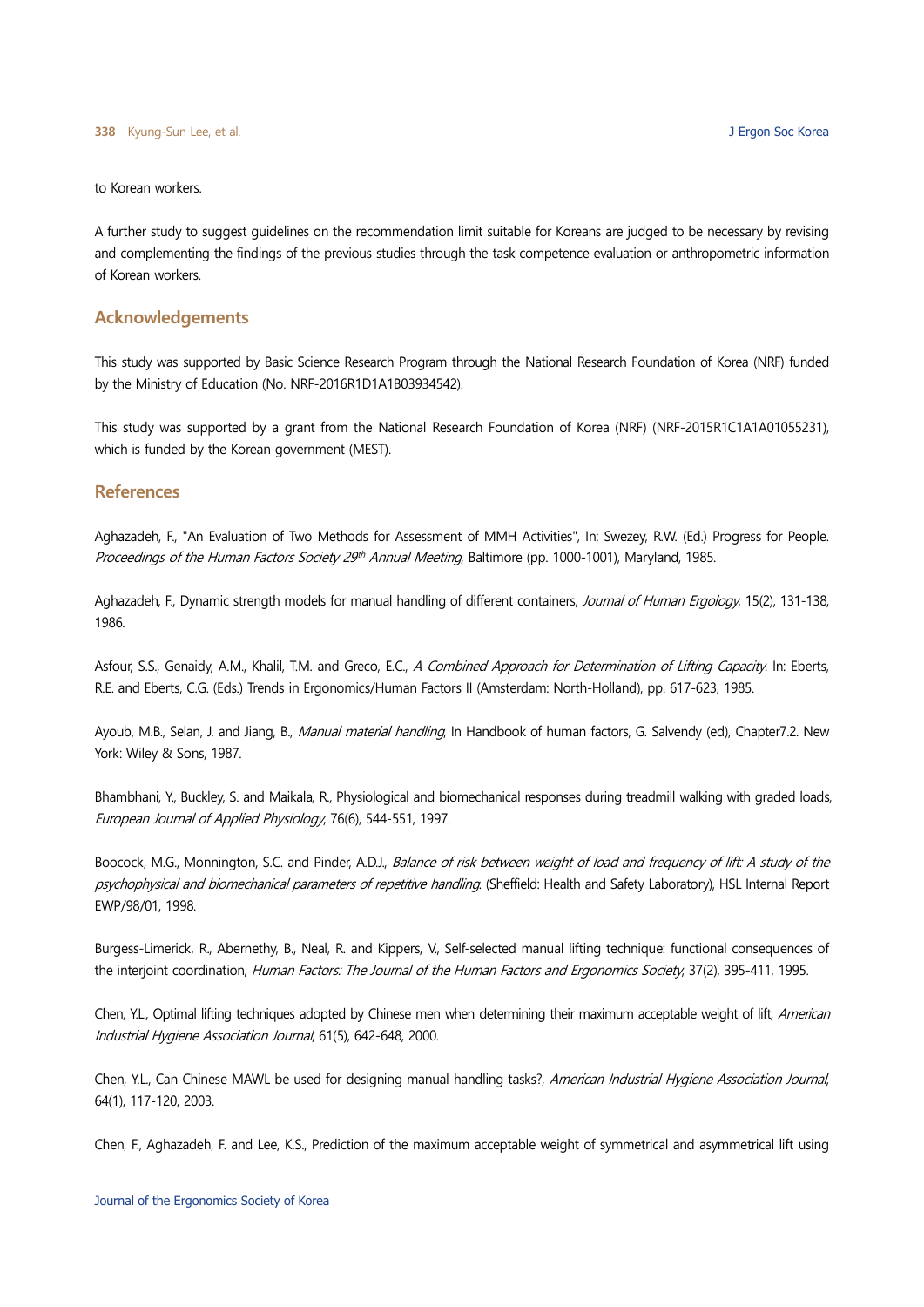to Korean workers.

A further study to suggest guidelines on the recommendation limit suitable for Koreans are judged to be necessary by revising and complementing the findings of the previous studies through the task competence evaluation or anthropometric information of Korean workers.

## Acknowledgements

This study was supported by Basic Science Research Program through the National Research Foundation of Korea (NRF) funded by the Ministry of Education (No. NRF-2016R1D1A1B03934542).

This study was supported by a grant from the National Research Foundation of Korea (NRF) (NRF-2015R1C1A1A01055231), which is funded by the Korean government (MEST).

## References

Aghazadeh, F., "An Evaluation of Two Methods for Assessment of MMH Activities", In: Swezey, R.W. (Ed.) Progress for People. *Proceedings of the Human Factors Society 29th Annual Meeting*, Baltimore (pp. 1000-1001), Maryland, 1985.

Aghazadeh, F., Dynamic strength models for manual handling of different containers, *Journal of Human Ergology*, 15(2), 131-138, 1986.

Asfour, S.S., Genaidy, A.M., Khalil, T.M. and Greco, E.C., *A Combined Approach for Determination of Lifting Capacity*. In: Eberts, R.E. and Eberts, C.G. (Eds.) Trends in Ergonomics/Human Factors II (Amsterdam: North-Holland), pp. 617-623, 1985.

Ayoub, M.B., Selan, J. and Jiang, B., *Manual material handling*, In Handbook of human factors, G. Salvendy (ed), Chapter7.2. New York: Wiley & Sons, 1987.

Bhambhani, Y., Buckley, S. and Maikala, R., Physiological and biomechanical responses during treadmill walking with graded loads, *European Journal of Applied Physiology*, 76(6), 544-551, 1997.

Boocock, M.G., Monnington, S.C. and Pinder, A.D.J., *Balance of risk between weight of load and frequency of lift: A study of the psychophysical and biomechanical parameters of repetitive handling*. (Sheffield: Health and Safety Laboratory), HSL Internal Report EWP/98/01, 1998.

Burgess-Limerick, R., Abernethy, B., Neal, R. and Kippers, V., Self-selected manual lifting technique: functional consequences of the interjoint coordination, *Human Factors: The Journal of the Human Factors and Ergonomics Society*, 37(2), 395-411, 1995.

Chen, Y.L., Optimal lifting techniques adopted by Chinese men when determining their maximum acceptable weight of lift, *American Industrial Hygiene Association Journal*, 61(5), 642-648, 2000.

Chen, Y.L., Can Chinese MAWL be used for designing manual handling tasks?, *American Industrial Hygiene Association Journal*, 64(1), 117-120, 2003.

Chen, F., Aghazadeh, F. and Lee, K.S., Prediction of the maximum acceptable weight of symmetrical and asymmetrical lift using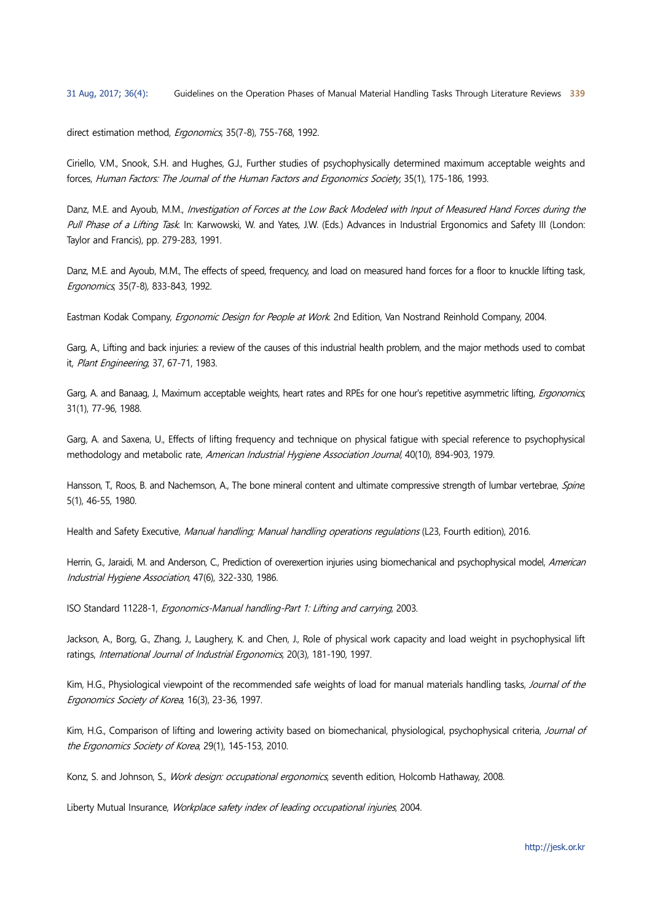direct estimation method, *Ergonomics*, 35(7-8), 755-768, 1992.

Ciriello, V.M., Snook, S.H. and Hughes, G.J., Further studies of psychophysically determined maximum acceptable weights and forces, *Human Factors: The Journal of the Human Factors and Ergonomics Society*, 35(1), 175-186, 1993.

Danz, M.E. and Ayoub, M.M., *Investigation of Forces at the Low Back Modeled with Input of Measured Hand Forces during the Pull Phase of a Lifting Task*. In: Karwowski, W. and Yates, J.W. (Eds.) Advances in Industrial Ergonomics and Safety III (London: Taylor and Francis), pp. 279-283, 1991.

Danz, M.E. and Ayoub, M.M., The effects of speed, frequency, and load on measured hand forces for a floor to knuckle lifting task, *Ergonomics*, 35(7-8), 833-843, 1992.

Eastman Kodak Company, *Ergonomic Design for People at Work*. 2nd Edition, Van Nostrand Reinhold Company, 2004.

Garg, A., Lifting and back injuries: a review of the causes of this industrial health problem, and the major methods used to combat it, *Plant Engineering*, 37, 67-71, 1983.

Garg, A. and Banaag, J., Maximum acceptable weights, heart rates and RPEs for one hour's repetitive asymmetric lifting, *Ergonomics*, 31(1), 77-96, 1988.

Garg, A. and Saxena, U., Effects of lifting frequency and technique on physical fatigue with special reference to psychophysical methodology and metabolic rate, *American Industrial Hygiene Association Journal*, 40(10), 894-903, 1979.

Hansson, T., Roos, B. and Nachemson, A., The bone mineral content and ultimate compressive strength of lumbar vertebrae, *Spine*, 5(1), 46-55, 1980.

Health and Safety Executive, *Manual handling; Manual handling operations regulations* (L23, Fourth edition), 2016.

Herrin, G., Jaraidi, M. and Anderson, C., Prediction of overexertion injuries using biomechanical and psychophysical model, *American Industrial Hygiene Association*, 47(6), 322-330, 1986.

ISO Standard 11228-1, *Ergonomics-Manual handling-Part 1: Lifting and carrying*, 2003.

Jackson, A., Borg, G., Zhang, J., Laughery, K. and Chen, J., Role of physical work capacity and load weight in psychophysical lift ratings, *International Journal of Industrial Ergonomics*, 20(3), 181-190, 1997.

Kim, H.G., Physiological viewpoint of the recommended safe weights of load for manual materials handling tasks, *Journal of the Ergonomics Society of Korea*, 16(3), 23-36, 1997.

Kim, H.G., Comparison of lifting and lowering activity based on biomechanical, physiological, psychophysical criteria, *Journal of the Ergonomics Society of Korea*, 29(1), 145-153, 2010.

Konz, S. and Johnson, S., *Work design: occupational ergonomics*, seventh edition, Holcomb Hathaway, 2008.

Liberty Mutual Insurance, *Workplace safety index of leading occupational injuries*, 2004.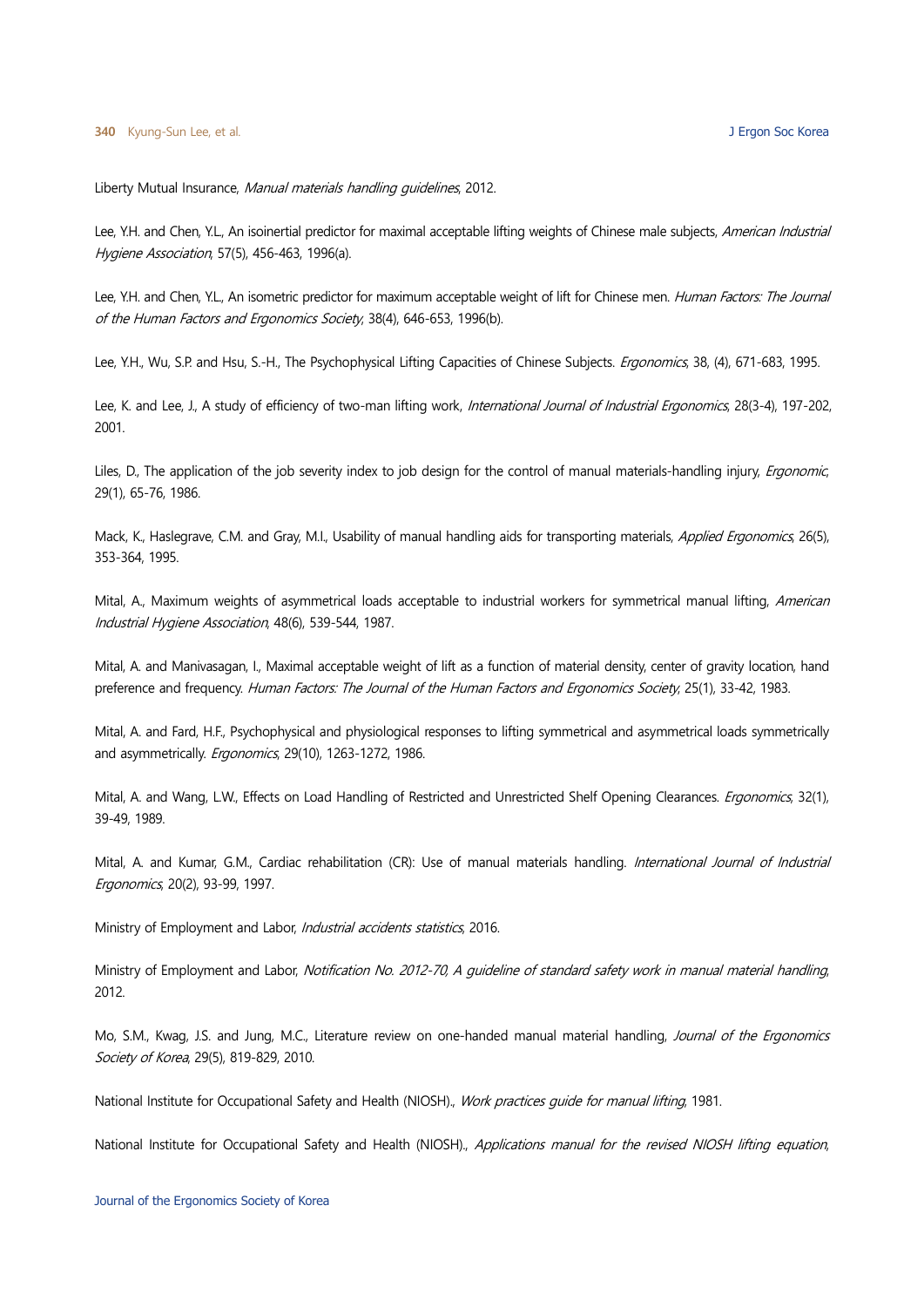Liberty Mutual Insurance, *Manual materials handling guidelines*, 2012.

Lee, Y.H. and Chen, Y.L., An isoinertial predictor for maximal acceptable lifting weights of Chinese male subjects, *American Industrial Hygiene Association*, 57(5), 456-463, 1996(a).

Lee, Y.H. and Chen, Y.L., An isometric predictor for maximum acceptable weight of lift for Chinese men. *Human Factors: The Journal of the Human Factors and Ergonomics Society*, 38(4), 646-653, 1996(b).

Lee, Y.H., Wu, S.P. and Hsu, S.-H., The Psychophysical Lifting Capacities of Chinese Subjects. *Ergonomics*, 38, (4), 671-683, 1995.

Lee, K. and Lee, J., A study of efficiency of two-man lifting work, *International Journal of Industrial Ergonomics*, 28(3-4), 197-202, 2001.

Liles, D., The application of the job severity index to job design for the control of manual materials-handling injury, *Ergonomic*, 29(1), 65-76, 1986.

Mack, K., Haslegrave, C.M. and Gray, M.I., Usability of manual handling aids for transporting materials, *Applied Ergonomics*, 26(5), 353-364, 1995.

Mital, A., Maximum weights of asymmetrical loads acceptable to industrial workers for symmetrical manual lifting, *American Industrial Hygiene Association*, 48(6), 539-544, 1987.

Mital, A. and Manivasagan, I., Maximal acceptable weight of lift as a function of material density, center of gravity location, hand preference and frequency. *Human Factors: The Journal of the Human Factors and Ergonomics Society*, 25(1), 33-42, 1983.

Mital, A. and Fard, H.F., Psychophysical and physiological responses to lifting symmetrical and asymmetrical loads symmetrically and asymmetrically. *Ergonomics*, 29(10), 1263-1272, 1986.

Mital, A. and Wang, L.W., Effects on Load Handling of Restricted and Unrestricted Shelf Opening Clearances. *Ergonomics*, 32(1), 39-49, 1989.

Mital, A. and Kumar, G.M., Cardiac rehabilitation (CR): Use of manual materials handling. *International Journal of Industrial Ergonomics*, 20(2), 93-99, 1997.

Ministry of Employment and Labor, *Industrial accidents statistics*, 2016.

Ministry of Employment and Labor, *Notification No. 2012-70, A guideline of standard safety work in manual material handling*, 2012.

Mo, S.M., Kwag, J.S. and Jung, M.C., Literature review on one-handed manual material handling, *Journal of the Ergonomics Society of Korea*, 29(5), 819-829, 2010.

National Institute for Occupational Safety and Health (NIOSH)., *Work practices guide for manual lifting*, 1981.

National Institute for Occupational Safety and Health (NIOSH)., *Applications manual for the revised NIOSH lifting equation*,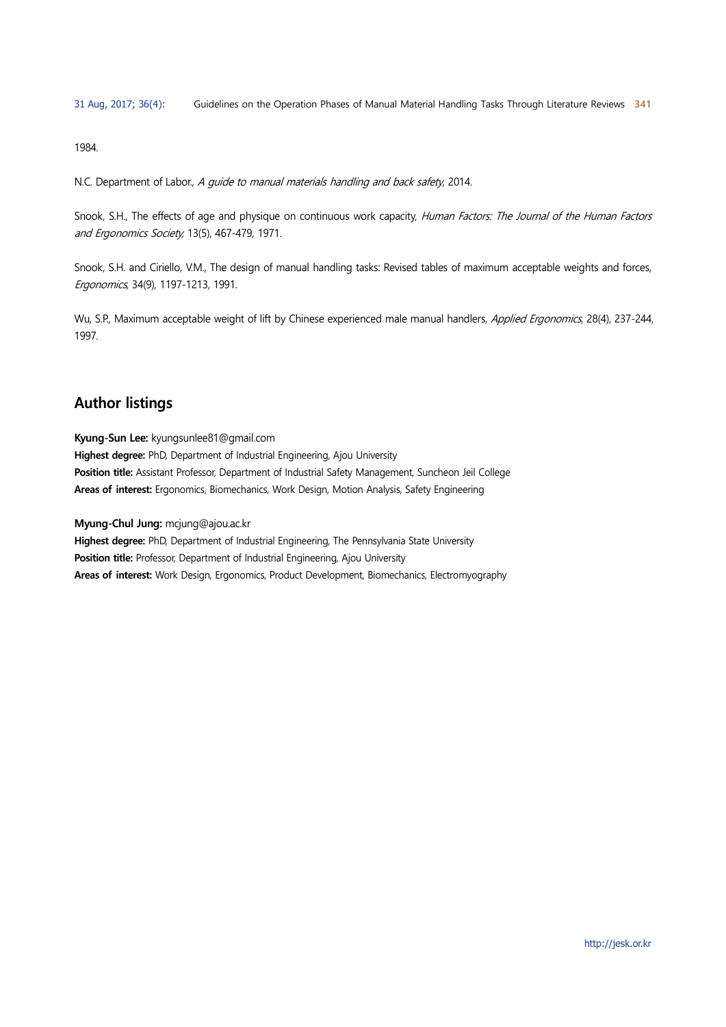1984.

N.C. Department of Labor., *A guide to manual materials handling and back safety*, 2014.

Snook, S.H., The effects of age and physique on continuous work capacity, *Human Factors: The Journal of the Human Factors and Ergonomics Society*, 13(5), 467-479, 1971.

Snook, S.H. and Ciriello, V.M., The design of manual handling tasks: Revised tables of maximum acceptable weights and forces, *Ergonomics*, 34(9), 1197-1213, 1991.

Wu, S.P., Maximum acceptable weight of lift by Chinese experienced male manual handlers, *Applied Ergonomics*, 28(4), 237-244, 1997.

## Author listings

**Kyung-Sun Lee:** kyungsunlee81@gmail.com
**Highest degree:** PhD, Department of Industrial Engineering, Ajou University
**Position title:** Assistant Professor, Department of Industrial Safety Management, Suncheon Jeil College
**Areas of interest:** Ergonomics, Biomechanics, Work Design, Motion Analysis, Safety Engineering

**Myung-Chul Jung:** mcjung@ajou.ac.kr
**Highest degree:** PhD, Department of Industrial Engineering, The Pennsylvania State University
**Position title:** Professor, Department of Industrial Engineering, Ajou University
**Areas of interest:** Work Design, Ergonomics, Product Development, Biomechanics, Electromyography